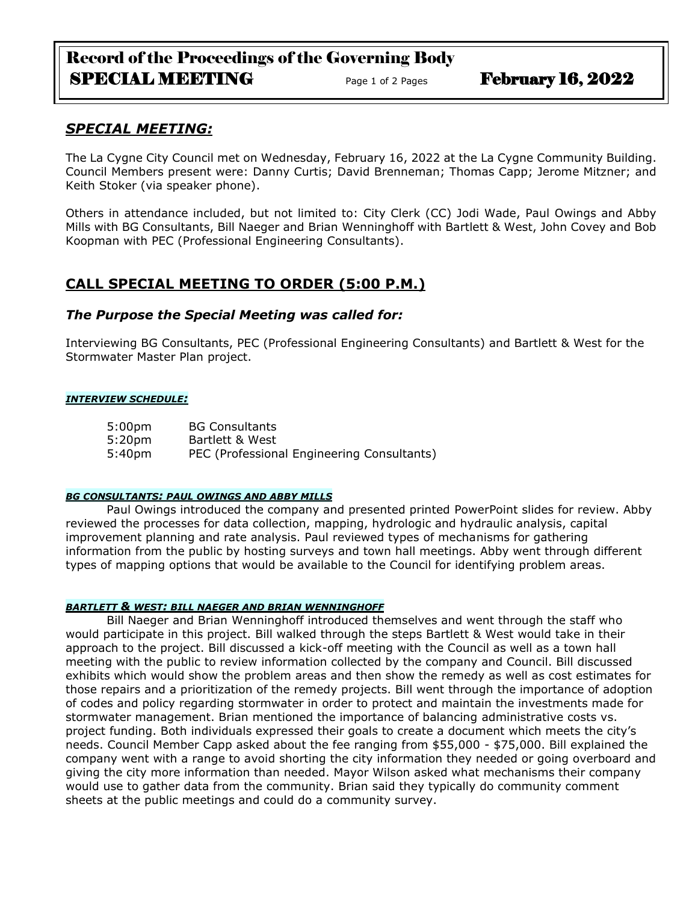## *SPECIAL MEETING:*

The La Cygne City Council met on Wednesday, February 16, 2022 at the La Cygne Community Building. Council Members present were: Danny Curtis; David Brenneman; Thomas Capp; Jerome Mitzner; and Keith Stoker (via speaker phone).

Others in attendance included, but not limited to: City Clerk (CC) Jodi Wade, Paul Owings and Abby Mills with BG Consultants, Bill Naeger and Brian Wenninghoff with Bartlett & West, John Covey and Bob Koopman with PEC (Professional Engineering Consultants).

## **CALL SPECIAL MEETING TO ORDER (5:00 P.M.)**

### ***The Purpose the Special Meeting was called for:***

Interviewing BG Consultants, PEC (Professional Engineering Consultants) and Bartlett & West for the Stormwater Master Plan project.

#### ***INTERVIEW SCHEDULE:***

| | |
|---|---|
| 5:00pm | BG Consultants |
| 5:20pm | Bartlett & West |
| 5:40pm | PEC (Professional Engineering Consultants) |

#### ***BG CONSULTANTS: PAUL OWINGS AND ABBY MILLS***

Paul Owings introduced the company and presented printed PowerPoint slides for review. Abby reviewed the processes for data collection, mapping, hydrologic and hydraulic analysis, capital improvement planning and rate analysis. Paul reviewed types of mechanisms for gathering information from the public by hosting surveys and town hall meetings. Abby went through different types of mapping options that would be available to the Council for identifying problem areas.

#### ***BARTLETT & WEST: BILL NAEGER AND BRIAN WENNINGHOFF***

Bill Naeger and Brian Wenninghoff introduced themselves and went through the staff who would participate in this project. Bill walked through the steps Bartlett & West would take in their approach to the project. Bill discussed a kick-off meeting with the Council as well as a town hall meeting with the public to review information collected by the company and Council. Bill discussed exhibits which would show the problem areas and then show the remedy as well as cost estimates for those repairs and a prioritization of the remedy projects. Bill went through the importance of adoption of codes and policy regarding stormwater in order to protect and maintain the investments made for stormwater management. Brian mentioned the importance of balancing administrative costs vs. project funding. Both individuals expressed their goals to create a document which meets the city's needs. Council Member Capp asked about the fee ranging from $55,000 - $75,000. Bill explained the company went with a range to avoid shorting the city information they needed or going overboard and giving the city more information than needed. Mayor Wilson asked what mechanisms their company would use to gather data from the community. Brian said they typically do community comment sheets at the public meetings and could do a community survey.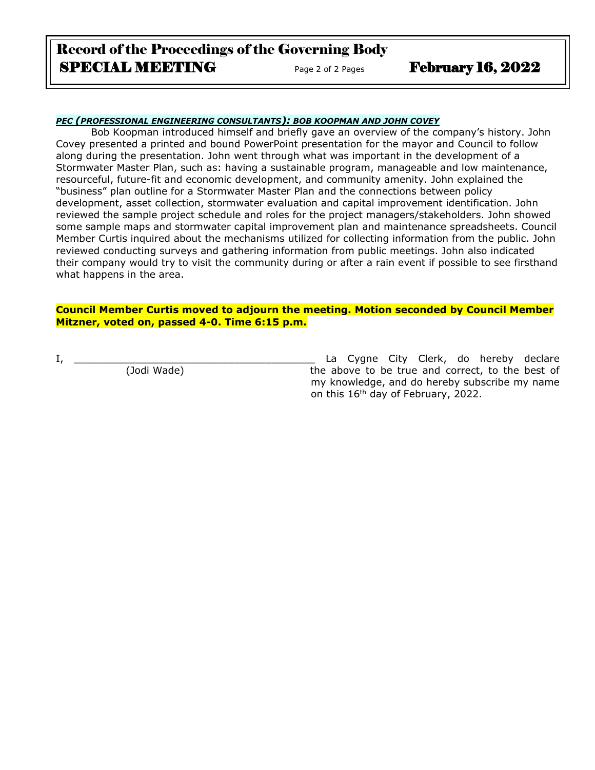***PEC (PROFESSIONAL ENGINEERING CONSULTANTS): BOB KOOPMAN AND JOHN COVEY***

Bob Koopman introduced himself and briefly gave an overview of the company's history. John Covey presented a printed and bound PowerPoint presentation for the mayor and Council to follow along during the presentation. John went through what was important in the development of a Stormwater Master Plan, such as: having a sustainable program, manageable and low maintenance, resourceful, future-fit and economic development, and community amenity. John explained the "business" plan outline for a Stormwater Master Plan and the connections between policy development, asset collection, stormwater evaluation and capital improvement identification. John reviewed the sample project schedule and roles for the project managers/stakeholders. John showed some sample maps and stormwater capital improvement plan and maintenance spreadsheets. Council Member Curtis inquired about the mechanisms utilized for collecting information from the public. John reviewed conducting surveys and gathering information from public meetings. John also indicated their company would try to visit the community during or after a rain event if possible to see firsthand what happens in the area.

**Council Member Curtis moved to adjourn the meeting. Motion seconded by Council Member Mitzner, voted on, passed 4-0. Time 6:15 p.m.**

I, ________________________________________ La Cygne City Clerk, do hereby declare the above to be true and correct, to the best of my knowledge, and do hereby subscribe my name on this 16th day of February, 2022.

(Jodi Wade)